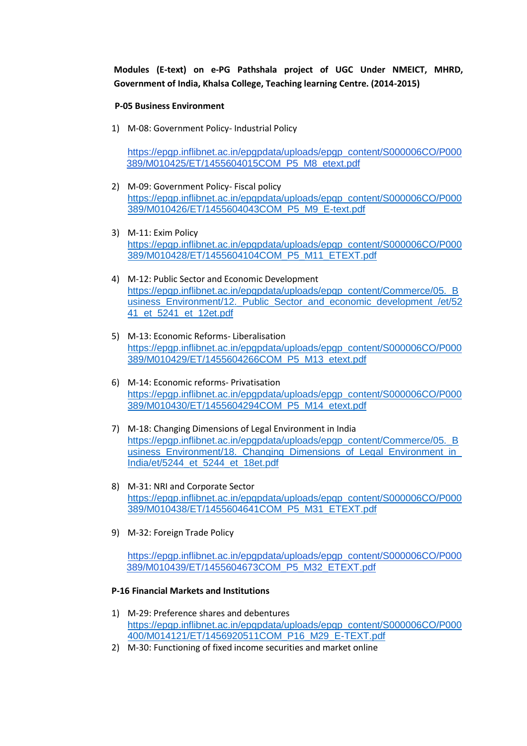**Modules (E-text) on e-PG Pathshala project of UGC Under NMEICT, MHRD, Government of India, Khalsa College, Teaching learning Centre. (2014-2015)**

**P-05 Business Environment**

1) M-08: Government Policy- Industrial Policy

   https://epgp.inflibnet.ac.in/epgpdata/uploads/epgp_content/S000006CO/P000389/M010425/ET/1455604015COM_P5_M8_etext.pdf

2) M-09: Government Policy- Fiscal policy
   https://epgp.inflibnet.ac.in/epgpdata/uploads/epgp_content/S000006CO/P000389/M010426/ET/1455604043COM_P5_M9_E-text.pdf

3) M-11: Exim Policy
   https://epgp.inflibnet.ac.in/epgpdata/uploads/epgp_content/S000006CO/P000389/M010428/ET/1455604104COM_P5_M11_ETEXT.pdf

4) M-12: Public Sector and Economic Development
   https://epgp.inflibnet.ac.in/epgpdata/uploads/epgp_content/Commerce/05._Business_Environment/12._Public_Sector_and_economic_development_/et/5241_et_5241_et_12et.pdf

5) M-13: Economic Reforms- Liberalisation
   https://epgp.inflibnet.ac.in/epgpdata/uploads/epgp_content/S000006CO/P000389/M010429/ET/1455604266COM_P5_M13_etext.pdf

6) M-14: Economic reforms- Privatisation
   https://epgp.inflibnet.ac.in/epgpdata/uploads/epgp_content/S000006CO/P000389/M010430/ET/1455604294COM_P5_M14_etext.pdf

7) M-18: Changing Dimensions of Legal Environment in India
   https://epgp.inflibnet.ac.in/epgpdata/uploads/epgp_content/Commerce/05._Business_Environment/18._Changing_Dimensions_of_Legal_Environment_in_India/et/5244_et_5244_et_18et.pdf

8) M-31: NRI and Corporate Sector
   https://epgp.inflibnet.ac.in/epgpdata/uploads/epgp_content/S000006CO/P000389/M010438/ET/1455604641COM_P5_M31_ETEXT.pdf

9) M-32: Foreign Trade Policy

   https://epgp.inflibnet.ac.in/epgpdata/uploads/epgp_content/S000006CO/P000389/M010439/ET/1455604673COM_P5_M32_ETEXT.pdf

**P-16 Financial Markets and Institutions**

1) M-29: Preference shares and debentures
   https://epgp.inflibnet.ac.in/epgpdata/uploads/epgp_content/S000006CO/P000400/M014121/ET/1456920511COM_P16_M29_E-TEXT.pdf
2) M-30: Functioning of fixed income securities and market online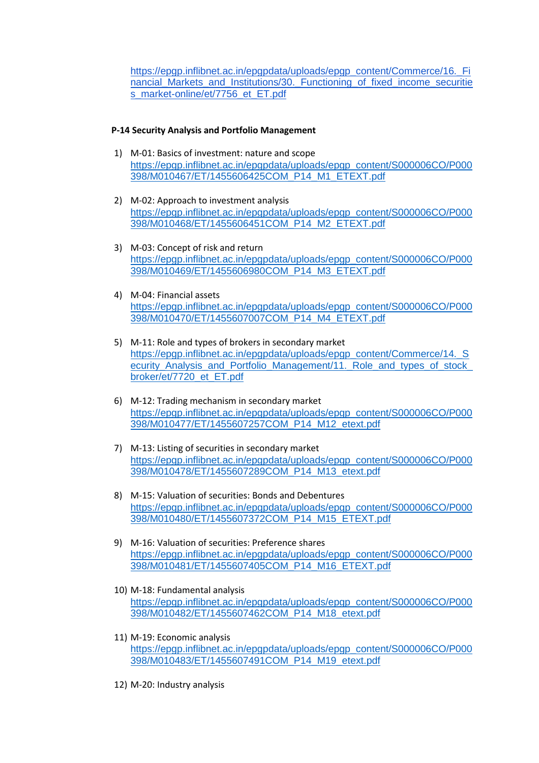https://epgp.inflibnet.ac.in/epgpdata/uploads/epgp_content/Commerce/16._Financial_Markets_and_Institutions/30._Functioning_of_fixed_income_securities_market-online/et/7756_et_ET.pdf

**P-14 Security Analysis and Portfolio Management**

1) M-01: Basics of investment: nature and scope
https://epgp.inflibnet.ac.in/epgpdata/uploads/epgp_content/S000006CO/P000398/M010467/ET/1455606425COM_P14_M1_ETEXT.pdf

2) M-02: Approach to investment analysis
https://epgp.inflibnet.ac.in/epgpdata/uploads/epgp_content/S000006CO/P000398/M010468/ET/1455606451COM_P14_M2_ETEXT.pdf

3) M-03: Concept of risk and return
https://epgp.inflibnet.ac.in/epgpdata/uploads/epgp_content/S000006CO/P000398/M010469/ET/1455606980COM_P14_M3_ETEXT.pdf

4) M-04: Financial assets
https://epgp.inflibnet.ac.in/epgpdata/uploads/epgp_content/S000006CO/P000398/M010470/ET/1455607007COM_P14_M4_ETEXT.pdf

5) M-11: Role and types of brokers in secondary market
https://epgp.inflibnet.ac.in/epgpdata/uploads/epgp_content/Commerce/14._Security_Analysis_and_Portfolio_Management/11._Role_and_types_of_stock_broker/et/7720_et_ET.pdf

6) M-12: Trading mechanism in secondary market
https://epgp.inflibnet.ac.in/epgpdata/uploads/epgp_content/S000006CO/P000398/M010477/ET/1455607257COM_P14_M12_etext.pdf

7) M-13: Listing of securities in secondary market
https://epgp.inflibnet.ac.in/epgpdata/uploads/epgp_content/S000006CO/P000398/M010478/ET/1455607289COM_P14_M13_etext.pdf

8) M-15: Valuation of securities: Bonds and Debentures
https://epgp.inflibnet.ac.in/epgpdata/uploads/epgp_content/S000006CO/P000398/M010480/ET/1455607372COM_P14_M15_ETEXT.pdf

9) M-16: Valuation of securities: Preference shares
https://epgp.inflibnet.ac.in/epgpdata/uploads/epgp_content/S000006CO/P000398/M010481/ET/1455607405COM_P14_M16_ETEXT.pdf

10) M-18: Fundamental analysis
https://epgp.inflibnet.ac.in/epgpdata/uploads/epgp_content/S000006CO/P000398/M010482/ET/1455607462COM_P14_M18_etext.pdf

11) M-19: Economic analysis
https://epgp.inflibnet.ac.in/epgpdata/uploads/epgp_content/S000006CO/P000398/M010483/ET/1455607491COM_P14_M19_etext.pdf

12) M-20: Industry analysis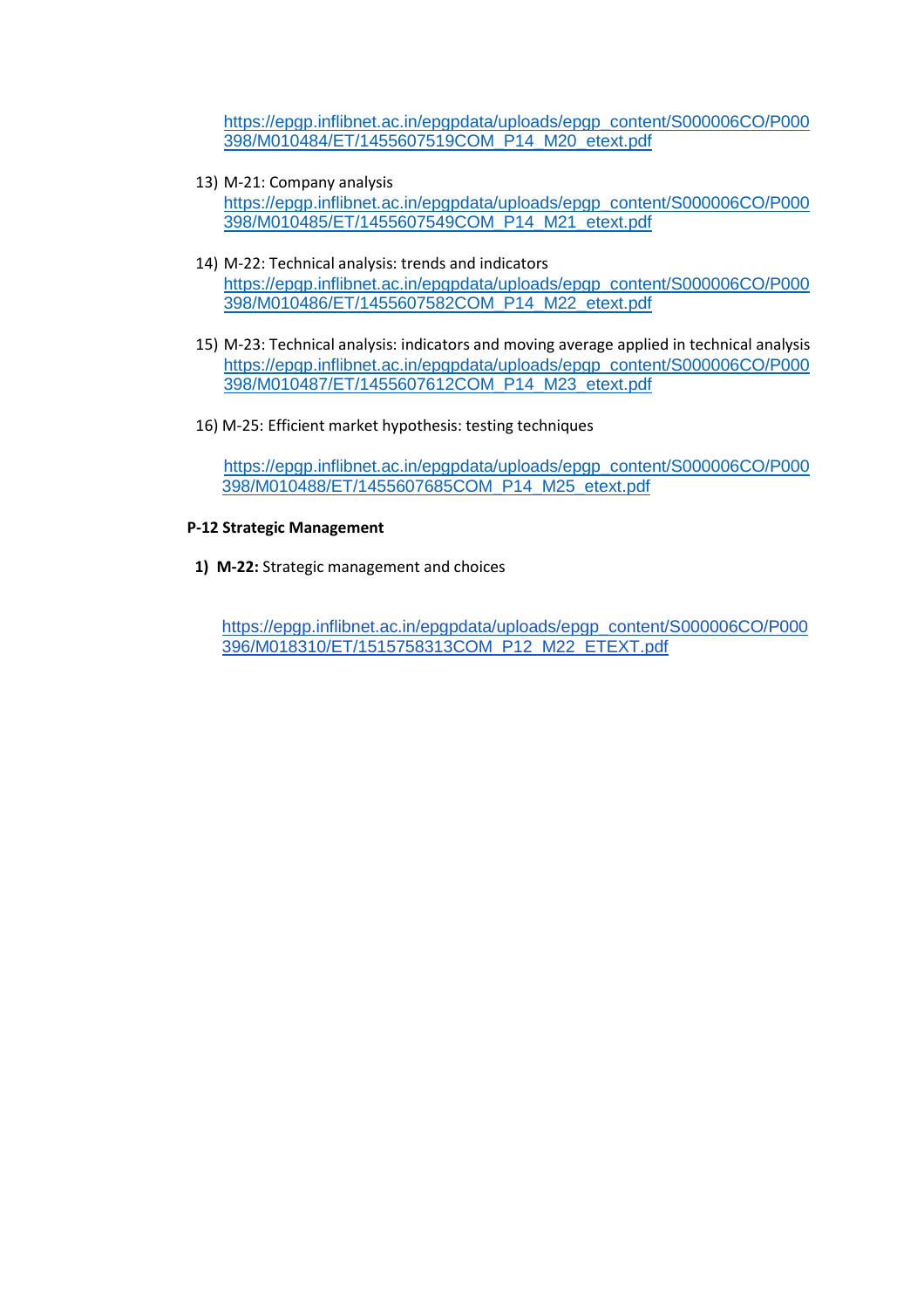https://epgp.inflibnet.ac.in/epgpdata/uploads/epgp_content/S000006CO/P000398/M010484/ET/1455607519COM_P14_M20_etext.pdf

13) M-21: Company analysis
https://epgp.inflibnet.ac.in/epgpdata/uploads/epgp_content/S000006CO/P000398/M010485/ET/1455607549COM_P14_M21_etext.pdf

14) M-22: Technical analysis: trends and indicators
https://epgp.inflibnet.ac.in/epgpdata/uploads/epgp_content/S000006CO/P000398/M010486/ET/1455607582COM_P14_M22_etext.pdf

15) M-23: Technical analysis: indicators and moving average applied in technical analysis
https://epgp.inflibnet.ac.in/epgpdata/uploads/epgp_content/S000006CO/P000398/M010487/ET/1455607612COM_P14_M23_etext.pdf

16) M-25: Efficient market hypothesis: testing techniques

https://epgp.inflibnet.ac.in/epgpdata/uploads/epgp_content/S000006CO/P000398/M010488/ET/1455607685COM_P14_M25_etext.pdf

**P-12 Strategic Management**

1) **M-22:** Strategic management and choices

https://epgp.inflibnet.ac.in/epgpdata/uploads/epgp_content/S000006CO/P000396/M018310/ET/1515758313COM_P12_M22_ETEXT.pdf